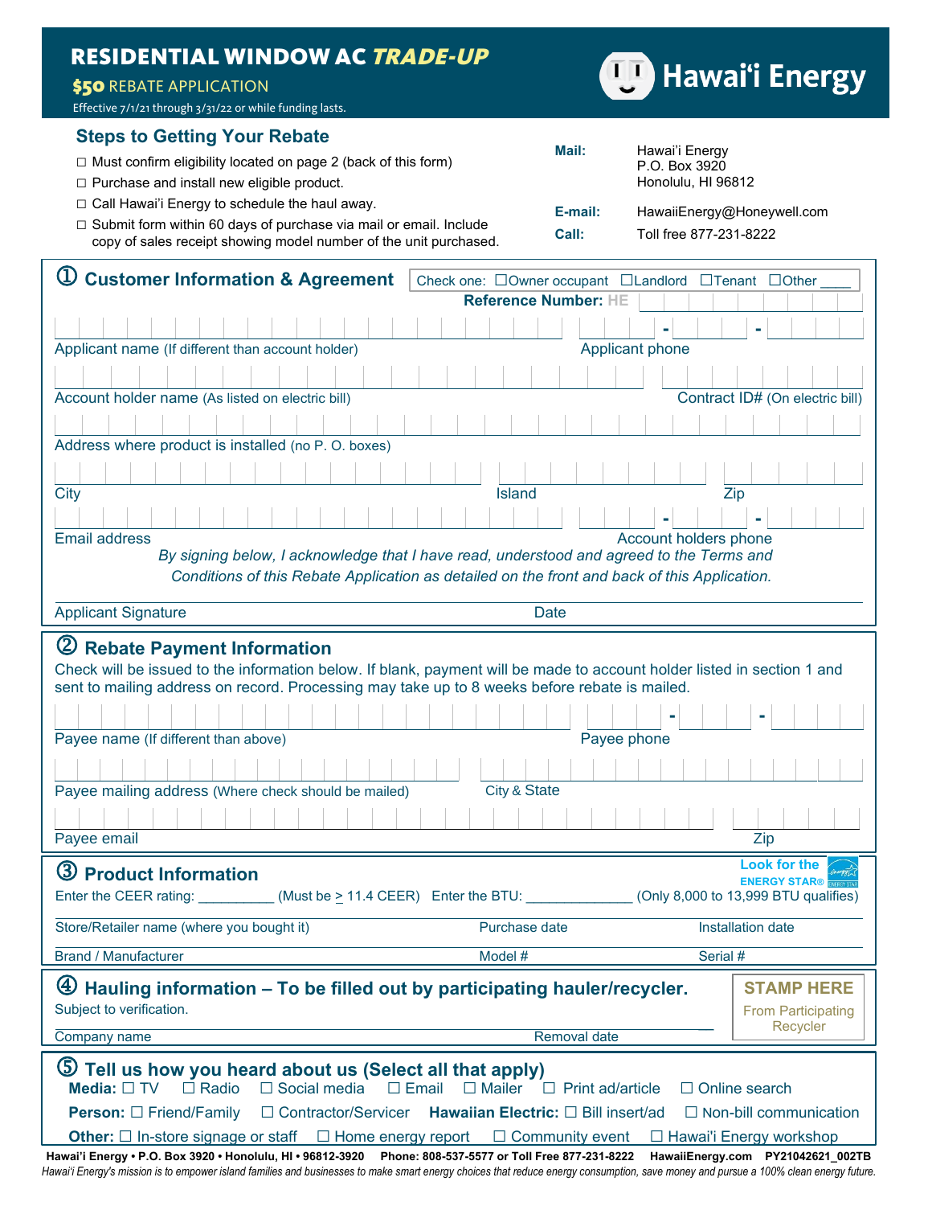# RESIDENTIAL WINDOW AC *TRADE-UP*

**$50** REBATE APPLICATION

Effective 7/1/21 through 3/31/22 or while funding lasts.

Hawai'i Energy

## Steps to Getting Your Rebate

- ☐ Must confirm eligibility located on page 2 (back of this form)
- ☐ Purchase and install new eligible product.
- ☐ Call Hawai'i Energy to schedule the haul away.
- ☐ Submit form within 60 days of purchase via mail or email. Include copy of sales receipt showing model number of the unit purchased.

**Mail:** Hawai'i Energy
P.O. Box 3920
Honolulu, HI 96812

**E-mail:** HawaiiEnergy@Honeywell.com

**Call:** Toll free 877-231-8222

## ① Customer Information & Agreement

Check one: ☐Owner occupant ☐Landlord ☐Tenant ☐Other ____

**Reference Number:** HE

Applicant name (If different than account holder) — Applicant phone ___ - ___ - ___

Account holder name (As listed on electric bill) — Contract ID# (On electric bill)

Address where product is installed (no P. O. boxes)

City — Island — Zip

Email address — Account holders phone ___ - ___ - ___

*By signing below, I acknowledge that I have read, understood and agreed to the Terms and Conditions of this Rebate Application as detailed on the front and back of this Application.*

Applicant Signature — Date

## ② Rebate Payment Information

Check will be issued to the information below. If blank, payment will be made to account holder listed in section 1 and sent to mailing address on record. Processing may take up to 8 weeks before rebate is mailed.

Payee name (If different than above) — Payee phone ___ - ___ - ___

Payee mailing address (Where check should be mailed) — City & State

Payee email — Zip

## ③ Product Information

Look for the ENERGY STAR®

Enter the CEER rating: __________ (Must be ≥ 11.4 CEER) Enter the BTU: ______________ (Only 8,000 to 13,999 BTU qualifies)

Store/Retailer name (where you bought it) — Purchase date — Installation date

Brand / Manufacturer — Model # — Serial #

## ④ Hauling information – To be filled out by participating hauler/recycler.

Subject to verification.

Company name — Removal date

**STAMP HERE**
From Participating Recycler

## ⑤ Tell us how you heard about us (Select all that apply)

**Media:** ☐ TV ☐ Radio ☐ Social media ☐ Email ☐ Mailer ☐ Print ad/article ☐ Online search

**Person:** ☐ Friend/Family ☐ Contractor/Servicer **Hawaiian Electric:** ☐ Bill insert/ad ☐ Non-bill communication

**Other:** ☐ In-store signage or staff ☐ Home energy report ☐ Community event ☐ Hawai'i Energy workshop

**Hawai'i Energy • P.O. Box 3920 • Honolulu, HI • 96812-3920 Phone: 808-537-5577 or Toll Free 877-231-8222 HawaiiEnergy.com PY21042621_002TB**

*Hawai'i Energy's mission is to empower island families and businesses to make smart energy choices that reduce energy consumption, save money and pursue a 100% clean energy future.*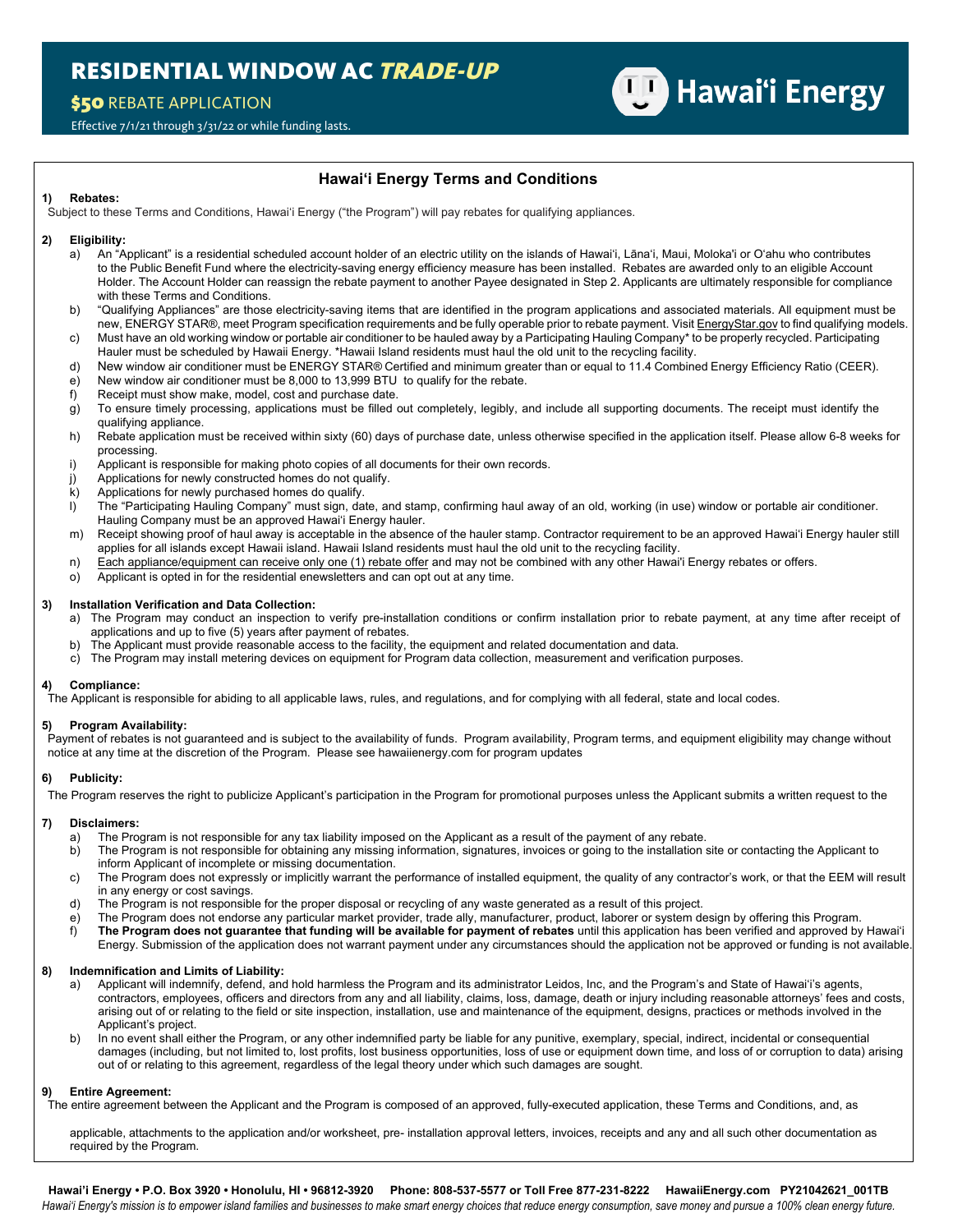# RESIDENTIAL WINDOW AC *TRADE-UP*

**$50** REBATE APPLICATION

Effective 7/1/21 through 3/31/22 or while funding lasts.

Hawai'i Energy

## Hawai'i Energy Terms and Conditions

**1) Rebates:**

Subject to these Terms and Conditions, Hawai'i Energy ("the Program") will pay rebates for qualifying appliances.

**2) Eligibility:**

a) An "Applicant" is a residential scheduled account holder of an electric utility on the islands of Hawai'i, Lāna'i, Maui, Moloka'i or O'ahu who contributes to the Public Benefit Fund where the electricity-saving energy efficiency measure has been installed. Rebates are awarded only to an eligible Account Holder. The Account Holder can reassign the rebate payment to another Payee designated in Step 2. Applicants are ultimately responsible for compliance with these Terms and Conditions.

b) "Qualifying Appliances" are those electricity-saving items that are identified in the program applications and associated materials. All equipment must be new, ENERGY STAR®, meet Program specification requirements and be fully operable prior to rebate payment. Visit EnergyStar.gov to find qualifying models.

c) Must have an old working window or portable air conditioner to be hauled away by a Participating Hauling Company* to be properly recycled. Participating Hauler must be scheduled by Hawaii Energy. *Hawaii Island residents must haul the old unit to the recycling facility.

d) New window air conditioner must be ENERGY STAR® Certified and minimum greater than or equal to 11.4 Combined Energy Efficiency Ratio (CEER).

e) New window air conditioner must be 8,000 to 13,999 BTU to qualify for the rebate.

f) Receipt must show make, model, cost and purchase date.

g) To ensure timely processing, applications must be filled out completely, legibly, and include all supporting documents. The receipt must identify the qualifying appliance.

h) Rebate application must be received within sixty (60) days of purchase date, unless otherwise specified in the application itself. Please allow 6-8 weeks for processing.

i) Applicant is responsible for making photo copies of all documents for their own records.

j) Applications for newly constructed homes do not qualify.

k) Applications for newly purchased homes do qualify.

l) The "Participating Hauling Company" must sign, date, and stamp, confirming haul away of an old, working (in use) window or portable air conditioner. Hauling Company must be an approved Hawai'i Energy hauler.

m) Receipt showing proof of haul away is acceptable in the absence of the hauler stamp. Contractor requirement to be an approved Hawai'i Energy hauler still applies for all islands except Hawaii island. Hawaii Island residents must haul the old unit to the recycling facility.

n) Each appliance/equipment can receive only one (1) rebate offer and may not be combined with any other Hawai'i Energy rebates or offers.

o) Applicant is opted in for the residential enewsletters and can opt out at any time.

**3) Installation Verification and Data Collection:**

a) The Program may conduct an inspection to verify pre-installation conditions or confirm installation prior to rebate payment, at any time after receipt of applications and up to five (5) years after payment of rebates.

b) The Applicant must provide reasonable access to the facility, the equipment and related documentation and data.

c) The Program may install metering devices on equipment for Program data collection, measurement and verification purposes.

**4) Compliance:**

The Applicant is responsible for abiding to all applicable laws, rules, and regulations, and for complying with all federal, state and local codes.

**5) Program Availability:**

Payment of rebates is not guaranteed and is subject to the availability of funds. Program availability, Program terms, and equipment eligibility may change without notice at any time at the discretion of the Program. Please see hawaiienergy.com for program updates

**6) Publicity:**

The Program reserves the right to publicize Applicant's participation in the Program for promotional purposes unless the Applicant submits a written request to the

**7) Disclaimers:**

a) The Program is not responsible for any tax liability imposed on the Applicant as a result of the payment of any rebate.

b) The Program is not responsible for obtaining any missing information, signatures, invoices or going to the installation site or contacting the Applicant to inform Applicant of incomplete or missing documentation.

c) The Program does not expressly or implicitly warrant the performance of installed equipment, the quality of any contractor's work, or that the EEM will result in any energy or cost savings.

d) The Program is not responsible for the proper disposal or recycling of any waste generated as a result of this project.

e) The Program does not endorse any particular market provider, trade ally, manufacturer, product, laborer or system design by offering this Program.

f) **The Program does not guarantee that funding will be available for payment of rebates** until this application has been verified and approved by Hawai'i Energy. Submission of the application does not warrant payment under any circumstances should the application not be approved or funding is not available.

**8) Indemnification and Limits of Liability:**

a) Applicant will indemnify, defend, and hold harmless the Program and its administrator Leidos, Inc, and the Program's and State of Hawai'i's agents, contractors, employees, officers and directors from any and all liability, claims, loss, damage, death or injury including reasonable attorneys' fees and costs, arising out of or relating to the field or site inspection, installation, use and maintenance of the equipment, designs, practices or methods involved in the Applicant's project.

b) In no event shall either the Program, or any other indemnified party be liable for any punitive, exemplary, special, indirect, incidental or consequential damages (including, but not limited to, lost profits, lost business opportunities, loss of use or equipment down time, and loss of or corruption to data) arising out of or relating to this agreement, regardless of the legal theory under which such damages are sought.

**9) Entire Agreement:**

The entire agreement between the Applicant and the Program is composed of an approved, fully-executed application, these Terms and Conditions, and, as applicable, attachments to the application and/or worksheet, pre- installation approval letters, invoices, receipts and any and all such other documentation as required by the Program.

**Hawai'i Energy • P.O. Box 3920 • Honolulu, HI • 96812-3920 Phone: 808-537-5577 or Toll Free 877-231-8222 HawaiiEnergy.com PY21042621_001TB**

*Hawai'i Energy's mission is to empower island families and businesses to make smart energy choices that reduce energy consumption, save money and pursue a 100% clean energy future.*